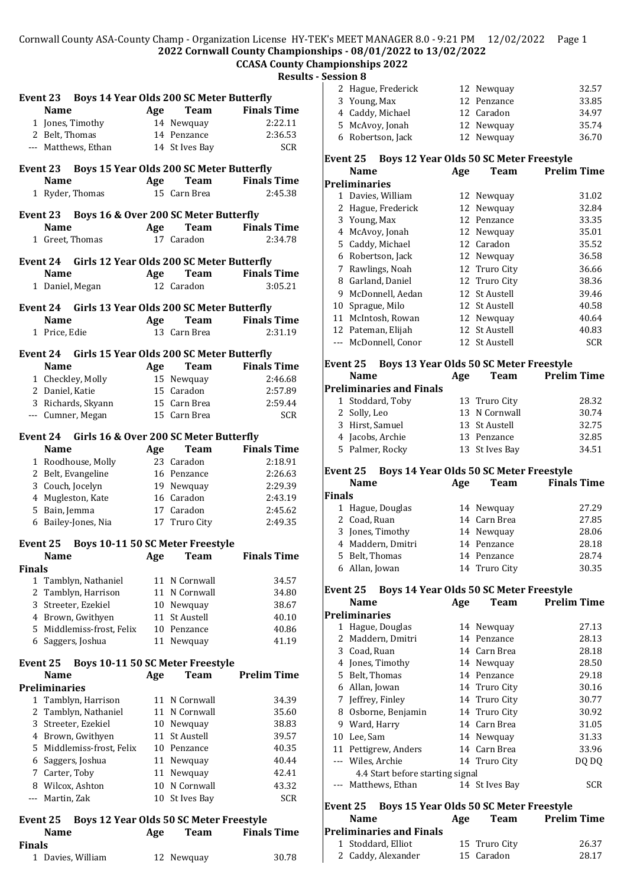**2022 Cornwall County Championships - 08/01/2022 to 13/02/2022**

**CCASA County Championships 2022**

**Results - Session 8**

### Event 23 Boys 14 Year Olds 200 SC Meter Butterfly

| | Name | Age | Team | Finals Time |
|---|---|---|---|---|
| 1 | Jones, Timothy | 14 | Newquay | 2:22.11 |
| 2 | Belt, Thomas | 14 | Penzance | 2:36.53 |
| --- | Matthews, Ethan | 14 | St Ives Bay | SCR |

### Event 23 Boys 15 Year Olds 200 SC Meter Butterfly

| | Name | Age | Team | Finals Time |
|---|---|---|---|---|
| 1 | Ryder, Thomas | 15 | Carn Brea | 2:45.38 |

### Event 23 Boys 16 & Over 200 SC Meter Butterfly

| | Name | Age | Team | Finals Time |
|---|---|---|---|---|
| 1 | Greet, Thomas | 17 | Caradon | 2:34.78 |

### Event 24 Girls 12 Year Olds 200 SC Meter Butterfly

| | Name | Age | Team | Finals Time |
|---|---|---|---|---|
| 1 | Daniel, Megan | 12 | Caradon | 3:05.21 |

### Event 24 Girls 13 Year Olds 200 SC Meter Butterfly

| | Name | Age | Team | Finals Time |
|---|---|---|---|---|
| 1 | Price, Edie | 13 | Carn Brea | 2:31.19 |

### Event 24 Girls 15 Year Olds 200 SC Meter Butterfly

| | Name | Age | Team | Finals Time |
|---|---|---|---|---|
| 1 | Checkley, Molly | 15 | Newquay | 2:46.68 |
| 2 | Daniel, Katie | 15 | Caradon | 2:57.89 |
| 3 | Richards, Skyann | 15 | Carn Brea | 2:59.44 |
| --- | Cumner, Megan | 15 | Carn Brea | SCR |

### Event 24 Girls 16 & Over 200 SC Meter Butterfly

| | Name | Age | Team | Finals Time |
|---|---|---|---|---|
| 1 | Roodhouse, Molly | 23 | Caradon | 2:18.91 |
| 2 | Belt, Evangeline | 16 | Penzance | 2:26.63 |
| 3 | Couch, Jocelyn | 19 | Newquay | 2:29.39 |
| 4 | Mugleston, Kate | 16 | Caradon | 2:43.19 |
| 5 | Bain, Jemma | 17 | Caradon | 2:45.62 |
| 6 | Bailey-Jones, Nia | 17 | Truro City | 2:49.35 |

### Event 25 Boys 10-11 50 SC Meter Freestyle

| | Name | Age | Team | Finals Time |
|---|---|---|---|---|
| **Finals** | | | | |
| 1 | Tamblyn, Nathaniel | 11 | N Cornwall | 34.57 |
| 2 | Tamblyn, Harrison | 11 | N Cornwall | 34.80 |
| 3 | Streeter, Ezekiel | 10 | Newquay | 38.67 |
| 4 | Brown, Gwithyen | 11 | St Austell | 40.10 |
| 5 | Middlemiss-frost, Felix | 10 | Penzance | 40.86 |
| 6 | Saggers, Joshua | 11 | Newquay | 41.19 |

### Event 25 Boys 10-11 50 SC Meter Freestyle

| | Name | Age | Team | Prelim Time |
|---|---|---|---|---|
| **Preliminaries** | | | | |
| 1 | Tamblyn, Harrison | 11 | N Cornwall | 34.39 |
| 2 | Tamblyn, Nathaniel | 11 | N Cornwall | 35.60 |
| 3 | Streeter, Ezekiel | 10 | Newquay | 38.83 |
| 4 | Brown, Gwithyen | 11 | St Austell | 39.57 |
| 5 | Middlemiss-frost, Felix | 10 | Penzance | 40.35 |
| 6 | Saggers, Joshua | 11 | Newquay | 40.44 |
| 7 | Carter, Toby | 11 | Newquay | 42.41 |
| 8 | Wilcox, Ashton | 10 | N Cornwall | 43.32 |
| --- | Martin, Zak | 10 | St Ives Bay | SCR |

### Event 25 Boys 12 Year Olds 50 SC Meter Freestyle

| | Name | Age | Team | Finals Time |
|---|---|---|---|---|
| **Finals** | | | | |
| 1 | Davies, William | 12 | Newquay | 30.78 |
| 2 | Hague, Frederick | 12 | Newquay | 32.57 |
| 3 | Young, Max | 12 | Penzance | 33.85 |
| 4 | Caddy, Michael | 12 | Caradon | 34.97 |
| 5 | McAvoy, Jonah | 12 | Newquay | 35.74 |
| 6 | Robertson, Jack | 12 | Newquay | 36.70 |

### Event 25 Boys 12 Year Olds 50 SC Meter Freestyle

| | Name | Age | Team | Prelim Time |
|---|---|---|---|---|
| **Preliminaries** | | | | |
| 1 | Davies, William | 12 | Newquay | 31.02 |
| 2 | Hague, Frederick | 12 | Newquay | 32.84 |
| 3 | Young, Max | 12 | Penzance | 33.35 |
| 4 | McAvoy, Jonah | 12 | Newquay | 35.01 |
| 5 | Caddy, Michael | 12 | Caradon | 35.52 |
| 6 | Robertson, Jack | 12 | Newquay | 36.58 |
| 7 | Rawlings, Noah | 12 | Truro City | 36.66 |
| 8 | Garland, Daniel | 12 | Truro City | 38.36 |
| 9 | McDonnell, Aedan | 12 | St Austell | 39.46 |
| 10 | Sprague, Milo | 12 | St Austell | 40.58 |
| 11 | McIntosh, Rowan | 12 | Newquay | 40.64 |
| 12 | Pateman, Elijah | 12 | St Austell | 40.83 |
| --- | McDonnell, Conor | 12 | St Austell | SCR |

### Event 25 Boys 13 Year Olds 50 SC Meter Freestyle

| | Name | Age | Team | Prelim Time |
|---|---|---|---|---|
| **Preliminaries and Finals** | | | | |
| 1 | Stoddard, Toby | 13 | Truro City | 28.32 |
| 2 | Solly, Leo | 13 | N Cornwall | 30.74 |
| 3 | Hirst, Samuel | 13 | St Austell | 32.75 |
| 4 | Jacobs, Archie | 13 | Penzance | 32.85 |
| 5 | Palmer, Rocky | 13 | St Ives Bay | 34.51 |

### Event 25 Boys 14 Year Olds 50 SC Meter Freestyle

| | Name | Age | Team | Finals Time |
|---|---|---|---|---|
| **Finals** | | | | |
| 1 | Hague, Douglas | 14 | Newquay | 27.29 |
| 2 | Coad, Ruan | 14 | Carn Brea | 27.85 |
| 3 | Jones, Timothy | 14 | Newquay | 28.06 |
| 4 | Maddern, Dmitri | 14 | Penzance | 28.18 |
| 5 | Belt, Thomas | 14 | Penzance | 28.74 |
| 6 | Allan, Jowan | 14 | Truro City | 30.35 |

### Event 25 Boys 14 Year Olds 50 SC Meter Freestyle

| | Name | Age | Team | Prelim Time |
|---|---|---|---|---|
| **Preliminaries** | | | | |
| 1 | Hague, Douglas | 14 | Newquay | 27.13 |
| 2 | Maddern, Dmitri | 14 | Penzance | 28.13 |
| 3 | Coad, Ruan | 14 | Carn Brea | 28.18 |
| 4 | Jones, Timothy | 14 | Newquay | 28.50 |
| 5 | Belt, Thomas | 14 | Penzance | 29.18 |
| 6 | Allan, Jowan | 14 | Truro City | 30.16 |
| 7 | Jeffrey, Finley | 14 | Truro City | 30.77 |
| 8 | Osborne, Benjamin | 14 | Truro City | 30.92 |
| 9 | Ward, Harry | 14 | Carn Brea | 31.05 |
| 10 | Lee, Sam | 14 | Newquay | 31.33 |
| 11 | Pettigrew, Anders | 14 | Carn Brea | 33.96 |
| --- | Wiles, Archie | 14 | Truro City | DQ DQ |
| | 4.4 Start before starting signal | | | |
| --- | Matthews, Ethan | 14 | St Ives Bay | SCR |

### Event 25 Boys 15 Year Olds 50 SC Meter Freestyle

| | Name | Age | Team | Prelim Time |
|---|---|---|---|---|
| **Preliminaries and Finals** | | | | |
| 1 | Stoddard, Elliot | 15 | Truro City | 26.37 |
| 2 | Caddy, Alexander | 15 | Caradon | 28.17 |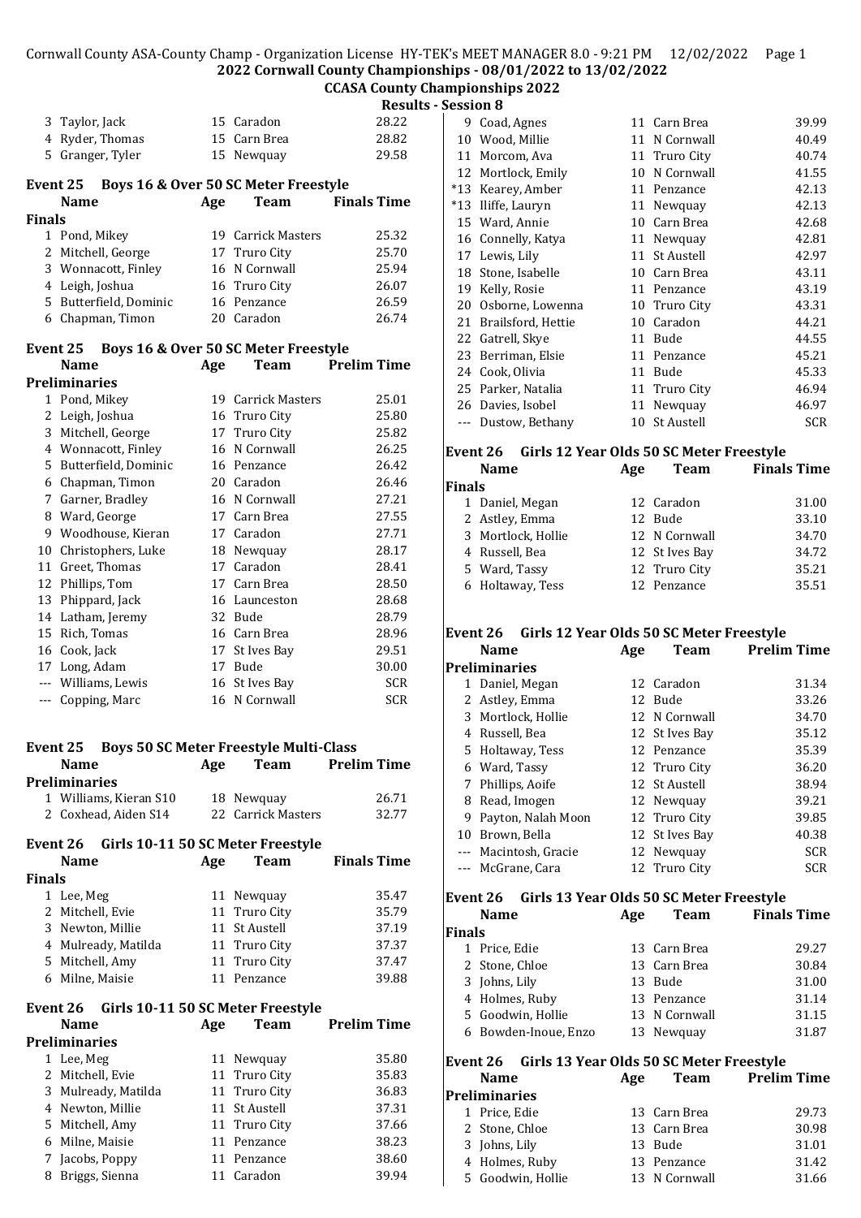## 2022 Cornwall County Championships - 08/01/2022 to 13/02/2022

### CCASA County Championships 2022

### Results - Session 8

| | Name | Age | Team | Time |
|---|---|---|---|---|
| 3 | Taylor, Jack | 15 | Caradon | 28.22 |
| 4 | Ryder, Thomas | 15 | Carn Brea | 28.82 |
| 5 | Granger, Tyler | 15 | Newquay | 29.58 |

### Event 25 Boys 16 & Over 50 SC Meter Freestyle

| | Name | Age | Team | Finals Time |
|---|---|---|---|---|
| **Finals** | | | | |
| 1 | Pond, Mikey | 19 | Carrick Masters | 25.32 |
| 2 | Mitchell, George | 17 | Truro City | 25.70 |
| 3 | Wonnacott, Finley | 16 | N Cornwall | 25.94 |
| 4 | Leigh, Joshua | 16 | Truro City | 26.07 |
| 5 | Butterfield, Dominic | 16 | Penzance | 26.59 |
| 6 | Chapman, Timon | 20 | Caradon | 26.74 |

### Event 25 Boys 16 & Over 50 SC Meter Freestyle

| | Name | Age | Team | Prelim Time |
|---|---|---|---|---|
| **Preliminaries** | | | | |
| 1 | Pond, Mikey | 19 | Carrick Masters | 25.01 |
| 2 | Leigh, Joshua | 16 | Truro City | 25.80 |
| 3 | Mitchell, George | 17 | Truro City | 25.82 |
| 4 | Wonnacott, Finley | 16 | N Cornwall | 26.25 |
| 5 | Butterfield, Dominic | 16 | Penzance | 26.42 |
| 6 | Chapman, Timon | 20 | Caradon | 26.46 |
| 7 | Garner, Bradley | 16 | N Cornwall | 27.21 |
| 8 | Ward, George | 17 | Carn Brea | 27.55 |
| 9 | Woodhouse, Kieran | 17 | Caradon | 27.71 |
| 10 | Christophers, Luke | 18 | Newquay | 28.17 |
| 11 | Greet, Thomas | 17 | Caradon | 28.41 |
| 12 | Phillips, Tom | 17 | Carn Brea | 28.50 |
| 13 | Phippard, Jack | 16 | Launceston | 28.68 |
| 14 | Latham, Jeremy | 32 | Bude | 28.79 |
| 15 | Rich, Tomas | 16 | Carn Brea | 28.96 |
| 16 | Cook, Jack | 17 | St Ives Bay | 29.51 |
| 17 | Long, Adam | 17 | Bude | 30.00 |
| --- | Williams, Lewis | 16 | St Ives Bay | SCR |
| --- | Copping, Marc | 16 | N Cornwall | SCR |

### Event 25 Boys 50 SC Meter Freestyle Multi-Class

| | Name | Age | Team | Prelim Time |
|---|---|---|---|---|
| **Preliminaries** | | | | |
| 1 | Williams, Kieran S10 | 18 | Newquay | 26.71 |
| 2 | Coxhead, Aiden S14 | 22 | Carrick Masters | 32.77 |

### Event 26 Girls 10-11 50 SC Meter Freestyle

| | Name | Age | Team | Finals Time |
|---|---|---|---|---|
| **Finals** | | | | |
| 1 | Lee, Meg | 11 | Newquay | 35.47 |
| 2 | Mitchell, Evie | 11 | Truro City | 35.79 |
| 3 | Newton, Millie | 11 | St Austell | 37.19 |
| 4 | Mulready, Matilda | 11 | Truro City | 37.37 |
| 5 | Mitchell, Amy | 11 | Truro City | 37.47 |
| 6 | Milne, Maisie | 11 | Penzance | 39.88 |

### Event 26 Girls 10-11 50 SC Meter Freestyle

| | Name | Age | Team | Prelim Time |
|---|---|---|---|---|
| **Preliminaries** | | | | |
| 1 | Lee, Meg | 11 | Newquay | 35.80 |
| 2 | Mitchell, Evie | 11 | Truro City | 35.83 |
| 3 | Mulready, Matilda | 11 | Truro City | 36.83 |
| 4 | Newton, Millie | 11 | St Austell | 37.31 |
| 5 | Mitchell, Amy | 11 | Truro City | 37.66 |
| 6 | Milne, Maisie | 11 | Penzance | 38.23 |
| 7 | Jacobs, Poppy | 11 | Penzance | 38.60 |
| 8 | Briggs, Sienna | 11 | Caradon | 39.94 |
| 9 | Coad, Agnes | 11 | Carn Brea | 39.99 |
| 10 | Wood, Millie | 11 | N Cornwall | 40.49 |
| 11 | Morcom, Ava | 11 | Truro City | 40.74 |
| 12 | Mortlock, Emily | 10 | N Cornwall | 41.55 |
| *13 | Kearey, Amber | 11 | Penzance | 42.13 |
| *13 | Iliffe, Lauryn | 11 | Newquay | 42.13 |
| 15 | Ward, Annie | 10 | Carn Brea | 42.68 |
| 16 | Connelly, Katya | 11 | Newquay | 42.81 |
| 17 | Lewis, Lily | 11 | St Austell | 42.97 |
| 18 | Stone, Isabelle | 10 | Carn Brea | 43.11 |
| 19 | Kelly, Rosie | 11 | Penzance | 43.19 |
| 20 | Osborne, Lowenna | 10 | Truro City | 43.31 |
| 21 | Brailsford, Hettie | 10 | Caradon | 44.21 |
| 22 | Gatrell, Skye | 11 | Bude | 44.55 |
| 23 | Berriman, Elsie | 11 | Penzance | 45.21 |
| 24 | Cook, Olivia | 11 | Bude | 45.33 |
| 25 | Parker, Natalia | 11 | Truro City | 46.94 |
| 26 | Davies, Isobel | 11 | Newquay | 46.97 |
| --- | Dustow, Bethany | 10 | St Austell | SCR |

### Event 26 Girls 12 Year Olds 50 SC Meter Freestyle

| | Name | Age | Team | Finals Time |
|---|---|---|---|---|
| **Finals** | | | | |
| 1 | Daniel, Megan | 12 | Caradon | 31.00 |
| 2 | Astley, Emma | 12 | Bude | 33.10 |
| 3 | Mortlock, Hollie | 12 | N Cornwall | 34.70 |
| 4 | Russell, Bea | 12 | St Ives Bay | 34.72 |
| 5 | Ward, Tassy | 12 | Truro City | 35.21 |
| 6 | Holtaway, Tess | 12 | Penzance | 35.51 |

### Event 26 Girls 12 Year Olds 50 SC Meter Freestyle

| | Name | Age | Team | Prelim Time |
|---|---|---|---|---|
| **Preliminaries** | | | | |
| 1 | Daniel, Megan | 12 | Caradon | 31.34 |
| 2 | Astley, Emma | 12 | Bude | 33.26 |
| 3 | Mortlock, Hollie | 12 | N Cornwall | 34.70 |
| 4 | Russell, Bea | 12 | St Ives Bay | 35.12 |
| 5 | Holtaway, Tess | 12 | Penzance | 35.39 |
| 6 | Ward, Tassy | 12 | Truro City | 36.20 |
| 7 | Phillips, Aoife | 12 | St Austell | 38.94 |
| 8 | Read, Imogen | 12 | Newquay | 39.21 |
| 9 | Payton, Nalah Moon | 12 | Truro City | 39.85 |
| 10 | Brown, Bella | 12 | St Ives Bay | 40.38 |
| --- | Macintosh, Gracie | 12 | Newquay | SCR |
| --- | McGrane, Cara | 12 | Truro City | SCR |

### Event 26 Girls 13 Year Olds 50 SC Meter Freestyle

| | Name | Age | Team | Finals Time |
|---|---|---|---|---|
| **Finals** | | | | |
| 1 | Price, Edie | 13 | Carn Brea | 29.27 |
| 2 | Stone, Chloe | 13 | Carn Brea | 30.84 |
| 3 | Johns, Lily | 13 | Bude | 31.00 |
| 4 | Holmes, Ruby | 13 | Penzance | 31.14 |
| 5 | Goodwin, Hollie | 13 | N Cornwall | 31.15 |
| 6 | Bowden-Inoue, Enzo | 13 | Newquay | 31.87 |

### Event 26 Girls 13 Year Olds 50 SC Meter Freestyle

| | Name | Age | Team | Prelim Time |
|---|---|---|---|---|
| **Preliminaries** | | | | |
| 1 | Price, Edie | 13 | Carn Brea | 29.73 |
| 2 | Stone, Chloe | 13 | Carn Brea | 30.98 |
| 3 | Johns, Lily | 13 | Bude | 31.01 |
| 4 | Holmes, Ruby | 13 | Penzance | 31.42 |
| 5 | Goodwin, Hollie | 13 | N Cornwall | 31.66 |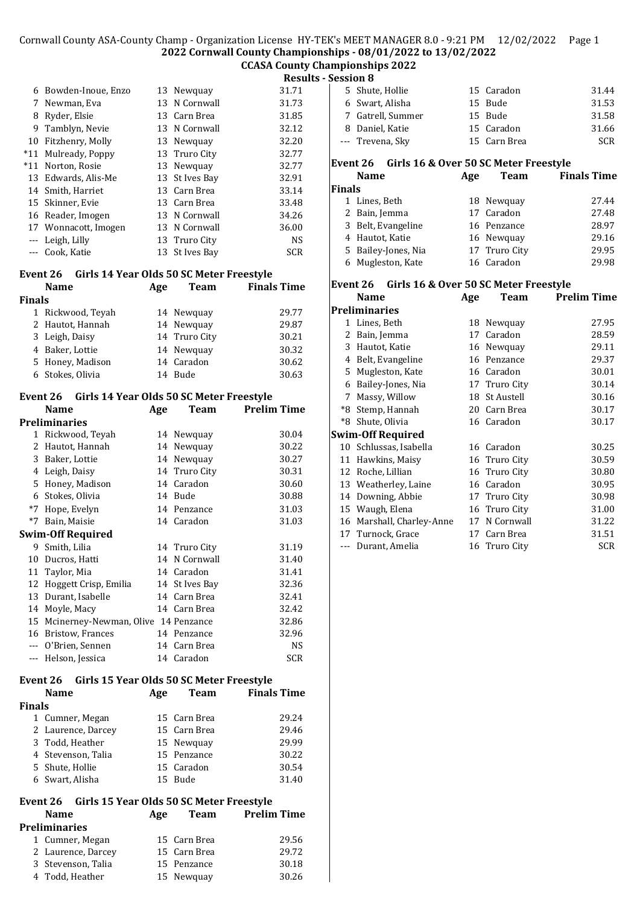2022 Cornwall County Championships - 08/01/2022 to 13/02/2022

CCASA County Championships 2022

Results - Session 8

| | Name | Age | Team | Time |
|---|---|---|---|---|
| 6 | Bowden-Inoue, Enzo | 13 | Newquay | 31.71 |
| 7 | Newman, Eva | 13 | N Cornwall | 31.73 |
| 8 | Ryder, Elsie | 13 | Carn Brea | 31.85 |
| 9 | Tamblyn, Nevie | 13 | N Cornwall | 32.12 |
| 10 | Fitzhenry, Molly | 13 | Newquay | 32.20 |
| *11 | Mulready, Poppy | 13 | Truro City | 32.77 |
| *11 | Norton, Rosie | 13 | Newquay | 32.77 |
| 13 | Edwards, Alis-Me | 13 | St Ives Bay | 32.91 |
| 14 | Smith, Harriet | 13 | Carn Brea | 33.14 |
| 15 | Skinner, Evie | 13 | Carn Brea | 33.48 |
| 16 | Reader, Imogen | 13 | N Cornwall | 34.26 |
| 17 | Wonnacott, Imogen | 13 | N Cornwall | 36.00 |
| --- | Leigh, Lilly | 13 | Truro City | NS |
| --- | Cook, Katie | 13 | St Ives Bay | SCR |

### Event 26 Girls 14 Year Olds 50 SC Meter Freestyle

| | Name | Age | Team | Finals Time |
|---|---|---|---|---|
| **Finals** | | | | |
| 1 | Rickwood, Teyah | 14 | Newquay | 29.77 |
| 2 | Hautot, Hannah | 14 | Newquay | 29.87 |
| 3 | Leigh, Daisy | 14 | Truro City | 30.21 |
| 4 | Baker, Lottie | 14 | Newquay | 30.32 |
| 5 | Honey, Madison | 14 | Caradon | 30.62 |
| 6 | Stokes, Olivia | 14 | Bude | 30.63 |

### Event 26 Girls 14 Year Olds 50 SC Meter Freestyle

| | Name | Age | Team | Prelim Time |
|---|---|---|---|---|
| **Preliminaries** | | | | |
| 1 | Rickwood, Teyah | 14 | Newquay | 30.04 |
| 2 | Hautot, Hannah | 14 | Newquay | 30.22 |
| 3 | Baker, Lottie | 14 | Newquay | 30.27 |
| 4 | Leigh, Daisy | 14 | Truro City | 30.31 |
| 5 | Honey, Madison | 14 | Caradon | 30.60 |
| 6 | Stokes, Olivia | 14 | Bude | 30.88 |
| *7 | Hope, Evelyn | 14 | Penzance | 31.03 |
| *7 | Bain, Maisie | 14 | Caradon | 31.03 |
| **Swim-Off Required** | | | | |
| 9 | Smith, Lilia | 14 | Truro City | 31.19 |
| 10 | Ducros, Hatti | 14 | N Cornwall | 31.40 |
| 11 | Taylor, Mia | 14 | Caradon | 31.41 |
| 12 | Hoggett Crisp, Emilia | 14 | St Ives Bay | 32.36 |
| 13 | Durant, Isabelle | 14 | Carn Brea | 32.41 |
| 14 | Moyle, Macy | 14 | Carn Brea | 32.42 |
| 15 | Mcinerney-Newman, Olive | 14 | Penzance | 32.86 |
| 16 | Bristow, Frances | 14 | Penzance | 32.96 |
| --- | O'Brien, Sennen | 14 | Carn Brea | NS |
| --- | Helson, Jessica | 14 | Caradon | SCR |

### Event 26 Girls 15 Year Olds 50 SC Meter Freestyle

| | Name | Age | Team | Finals Time |
|---|---|---|---|---|
| **Finals** | | | | |
| 1 | Cumner, Megan | 15 | Carn Brea | 29.24 |
| 2 | Laurence, Darcey | 15 | Carn Brea | 29.46 |
| 3 | Todd, Heather | 15 | Newquay | 29.99 |
| 4 | Stevenson, Talia | 15 | Penzance | 30.22 |
| 5 | Shute, Hollie | 15 | Caradon | 30.54 |
| 6 | Swart, Alisha | 15 | Bude | 31.40 |

### Event 26 Girls 15 Year Olds 50 SC Meter Freestyle

| | Name | Age | Team | Prelim Time |
|---|---|---|---|---|
| **Preliminaries** | | | | |
| 1 | Cumner, Megan | 15 | Carn Brea | 29.56 |
| 2 | Laurence, Darcey | 15 | Carn Brea | 29.72 |
| 3 | Stevenson, Talia | 15 | Penzance | 30.18 |
| 4 | Todd, Heather | 15 | Newquay | 30.26 |
| 5 | Shute, Hollie | 15 | Caradon | 31.44 |
| 6 | Swart, Alisha | 15 | Bude | 31.53 |
| 7 | Gatrell, Summer | 15 | Bude | 31.58 |
| 8 | Daniel, Katie | 15 | Caradon | 31.66 |
| --- | Trevena, Sky | 15 | Carn Brea | SCR |

### Event 26 Girls 16 & Over 50 SC Meter Freestyle

| | Name | Age | Team | Finals Time |
|---|---|---|---|---|
| **Finals** | | | | |
| 1 | Lines, Beth | 18 | Newquay | 27.44 |
| 2 | Bain, Jemma | 17 | Caradon | 27.48 |
| 3 | Belt, Evangeline | 16 | Penzance | 28.97 |
| 4 | Hautot, Katie | 16 | Newquay | 29.16 |
| 5 | Bailey-Jones, Nia | 17 | Truro City | 29.95 |
| 6 | Mugleston, Kate | 16 | Caradon | 29.98 |

### Event 26 Girls 16 & Over 50 SC Meter Freestyle

| | Name | Age | Team | Prelim Time |
|---|---|---|---|---|
| **Preliminaries** | | | | |
| 1 | Lines, Beth | 18 | Newquay | 27.95 |
| 2 | Bain, Jemma | 17 | Caradon | 28.59 |
| 3 | Hautot, Katie | 16 | Newquay | 29.11 |
| 4 | Belt, Evangeline | 16 | Penzance | 29.37 |
| 5 | Mugleston, Kate | 16 | Caradon | 30.01 |
| 6 | Bailey-Jones, Nia | 17 | Truro City | 30.14 |
| 7 | Massy, Willow | 18 | St Austell | 30.16 |
| *8 | Stemp, Hannah | 20 | Carn Brea | 30.17 |
| *8 | Shute, Olivia | 16 | Caradon | 30.17 |
| **Swim-Off Required** | | | | |
| 10 | Schlussas, Isabella | 16 | Caradon | 30.25 |
| 11 | Hawkins, Maisy | 16 | Truro City | 30.59 |
| 12 | Roche, Lillian | 16 | Truro City | 30.80 |
| 13 | Weatherley, Laine | 16 | Caradon | 30.95 |
| 14 | Downing, Abbie | 17 | Truro City | 30.98 |
| 15 | Waugh, Elena | 16 | Truro City | 31.00 |
| 16 | Marshall, Charley-Anne | 17 | N Cornwall | 31.22 |
| 17 | Turnock, Grace | 17 | Carn Brea | 31.51 |
| --- | Durant, Amelia | 16 | Truro City | SCR |